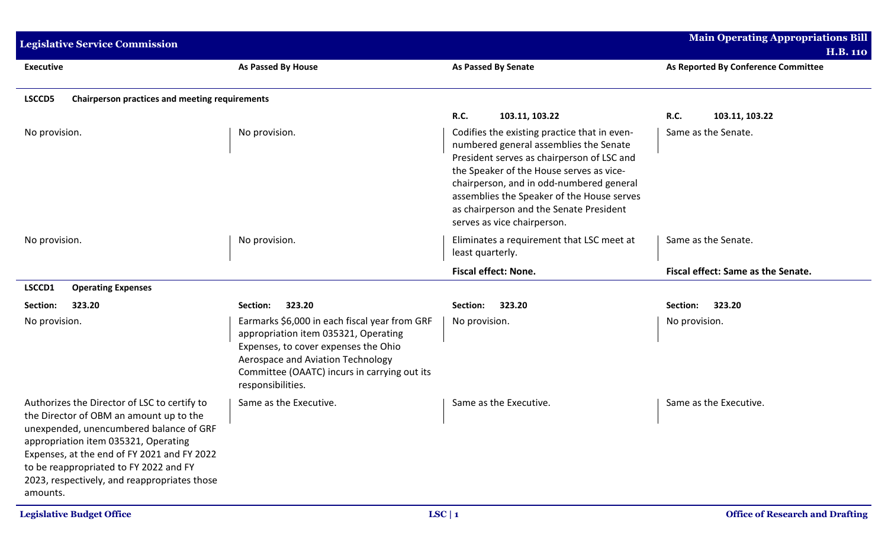## Legislative Service Commission

**Main Operating Appropriations Bill H.B. 110**

| Executive | As Passed By House | As Passed By Senate | As Reported By Conference Committee |
|---|---|---|---|
| **LSCCD5 Chairperson practices and meeting requirements** | | | |
| | | **R.C. 103.11, 103.22** | **R.C. 103.11, 103.22** |
| No provision. | No provision. | Codifies the existing practice that in even-numbered general assemblies the Senate President serves as chairperson of LSC and the Speaker of the House serves as vice-chairperson, and in odd-numbered general assemblies the Speaker of the House serves as chairperson and the Senate President serves as vice chairperson. | Same as the Senate. |
| No provision. | No provision. | Eliminates a requirement that LSC meet at least quarterly. | Same as the Senate. |
| | | **Fiscal effect: None.** | **Fiscal effect: Same as the Senate.** |
| **LSCCD1 Operating Expenses** | | | |
| **Section: 323.20** | **Section: 323.20** | **Section: 323.20** | **Section: 323.20** |
| No provision. | Earmarks $6,000 in each fiscal year from GRF appropriation item 035321, Operating Expenses, to cover expenses the Ohio Aerospace and Aviation Technology Committee (OAATC) incurs in carrying out its responsibilities. | No provision. | No provision. |
| Authorizes the Director of LSC to certify to the Director of OBM an amount up to the unexpended, unencumbered balance of GRF appropriation item 035321, Operating Expenses, at the end of FY 2021 and FY 2022 to be reappropriated to FY 2022 and FY 2023, respectively, and reappropriates those amounts. | Same as the Executive. | Same as the Executive. | Same as the Executive. |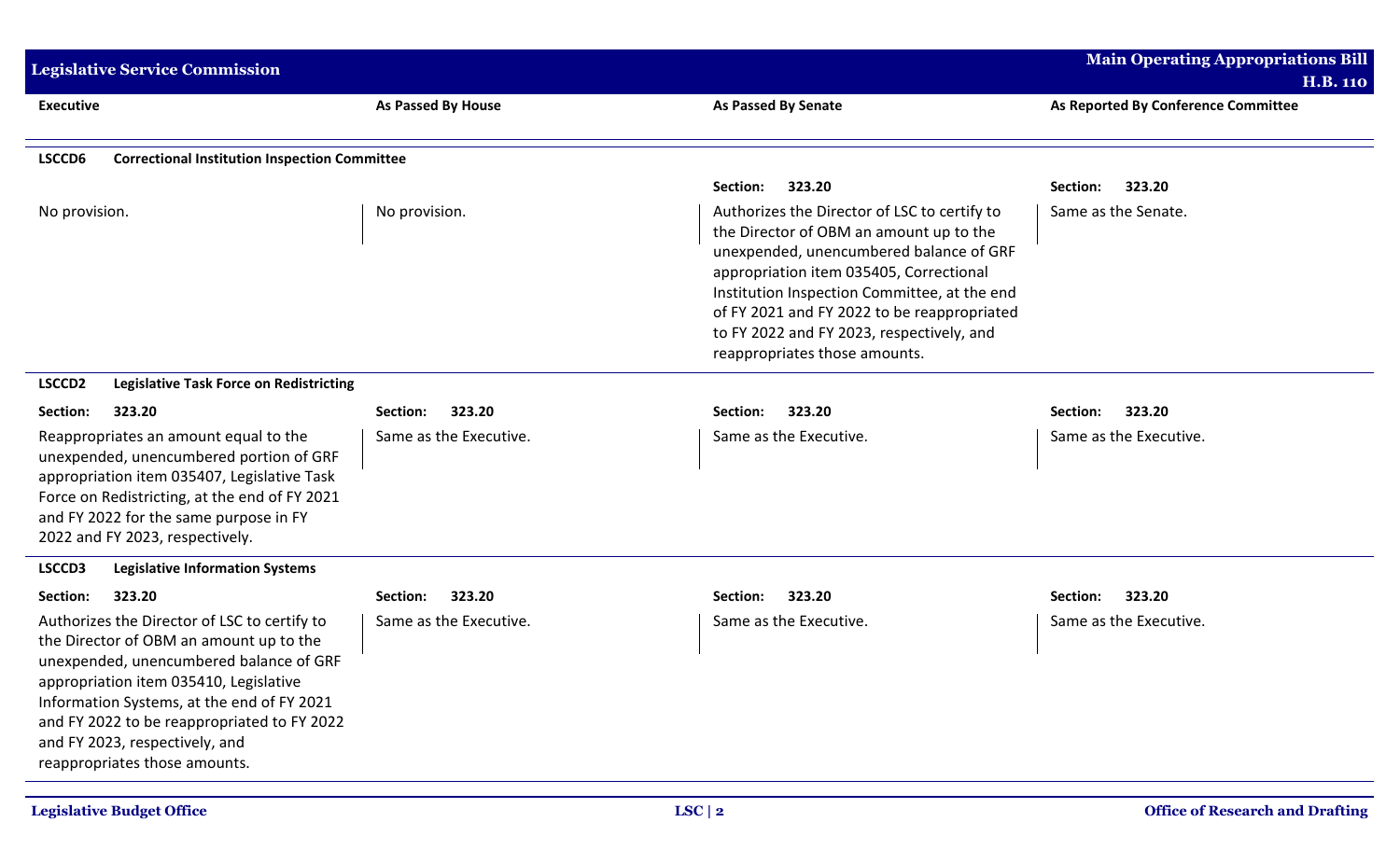| Executive | As Passed By House | As Passed By Senate | As Reported By Conference Committee |
|---|---|---|---|
| **LSCCD6 Correctional Institution Inspection Committee** | | | |
| | | **Section: 323.20** | **Section: 323.20** |
| No provision. | No provision. | Authorizes the Director of LSC to certify to the Director of OBM an amount up to the unexpended, unencumbered balance of GRF appropriation item 035405, Correctional Institution Inspection Committee, at the end of FY 2021 and FY 2022 to be reappropriated to FY 2022 and FY 2023, respectively, and reappropriates those amounts. | Same as the Senate. |
| **LSCCD2 Legislative Task Force on Redistricting** | | | |
| **Section: 323.20** | **Section: 323.20** | **Section: 323.20** | **Section: 323.20** |
| Reappropriates an amount equal to the unexpended, unencumbered portion of GRF appropriation item 035407, Legislative Task Force on Redistricting, at the end of FY 2021 and FY 2022 for the same purpose in FY 2022 and FY 2023, respectively. | Same as the Executive. | Same as the Executive. | Same as the Executive. |
| **LSCCD3 Legislative Information Systems** | | | |
| **Section: 323.20** | **Section: 323.20** | **Section: 323.20** | **Section: 323.20** |
| Authorizes the Director of LSC to certify to the Director of OBM an amount up to the unexpended, unencumbered balance of GRF appropriation item 035410, Legislative Information Systems, at the end of FY 2021 and FY 2022 to be reappropriated to FY 2022 and FY 2023, respectively, and reappropriates those amounts. | Same as the Executive. | Same as the Executive. | Same as the Executive. |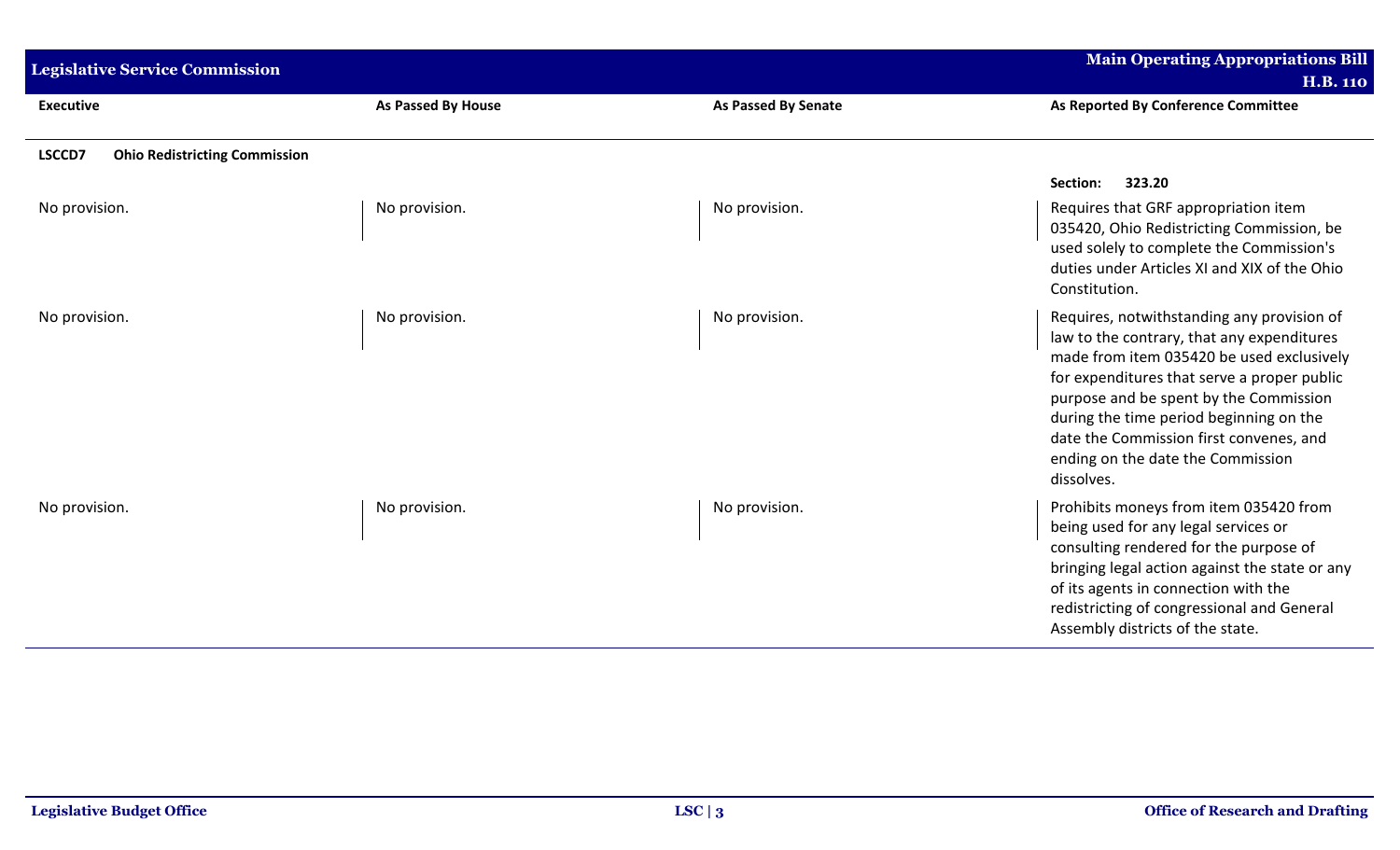| Executive | As Passed By House | As Passed By Senate | As Reported By Conference Committee |
|---|---|---|---|
| **LSCCD7 Ohio Redistricting Commission** | | | |
| | | | **Section: 323.20** |
| No provision. | No provision. | No provision. | Requires that GRF appropriation item 035420, Ohio Redistricting Commission, be used solely to complete the Commission's duties under Articles XI and XIX of the Ohio Constitution. |
| No provision. | No provision. | No provision. | Requires, notwithstanding any provision of law to the contrary, that any expenditures made from item 035420 be used exclusively for expenditures that serve a proper public purpose and be spent by the Commission during the time period beginning on the date the Commission first convenes, and ending on the date the Commission dissolves. |
| No provision. | No provision. | No provision. | Prohibits moneys from item 035420 from being used for any legal services or consulting rendered for the purpose of bringing legal action against the state or any of its agents in connection with the redistricting of congressional and General Assembly districts of the state. |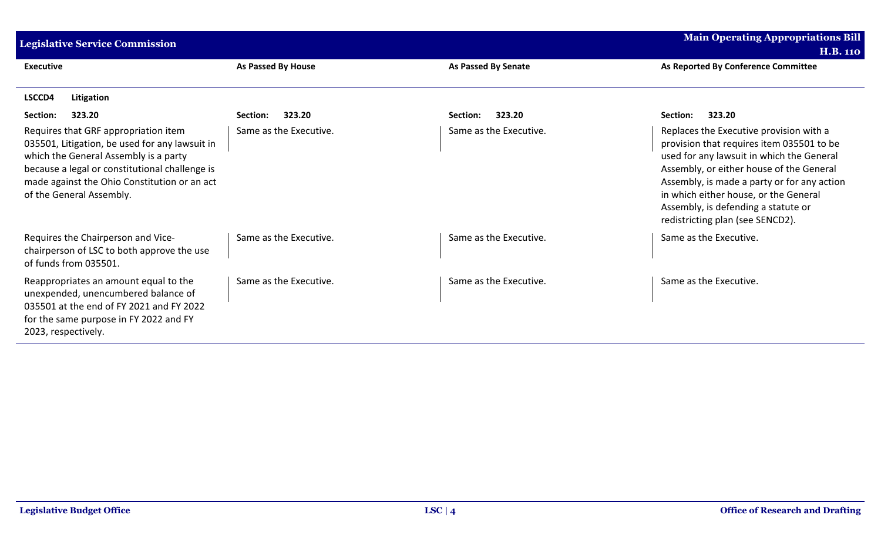| Executive | As Passed By House | As Passed By Senate | As Reported By Conference Committee |
|---|---|---|---|
| **LSCCD4 Litigation** | | | |
| **Section: 323.20** | **Section: 323.20** | **Section: 323.20** | **Section: 323.20** |
| Requires that GRF appropriation item 035501, Litigation, be used for any lawsuit in which the General Assembly is a party because a legal or constitutional challenge is made against the Ohio Constitution or an act of the General Assembly. | Same as the Executive. | Same as the Executive. | Replaces the Executive provision with a provision that requires item 035501 to be used for any lawsuit in which the General Assembly, or either house of the General Assembly, is made a party or for any action in which either house, or the General Assembly, is defending a statute or redistricting plan (see SENCD2). |
| Requires the Chairperson and Vice-chairperson of LSC to both approve the use of funds from 035501. | Same as the Executive. | Same as the Executive. | Same as the Executive. |
| Reappropriates an amount equal to the unexpended, unencumbered balance of 035501 at the end of FY 2021 and FY 2022 for the same purpose in FY 2022 and FY 2023, respectively. | Same as the Executive. | Same as the Executive. | Same as the Executive. |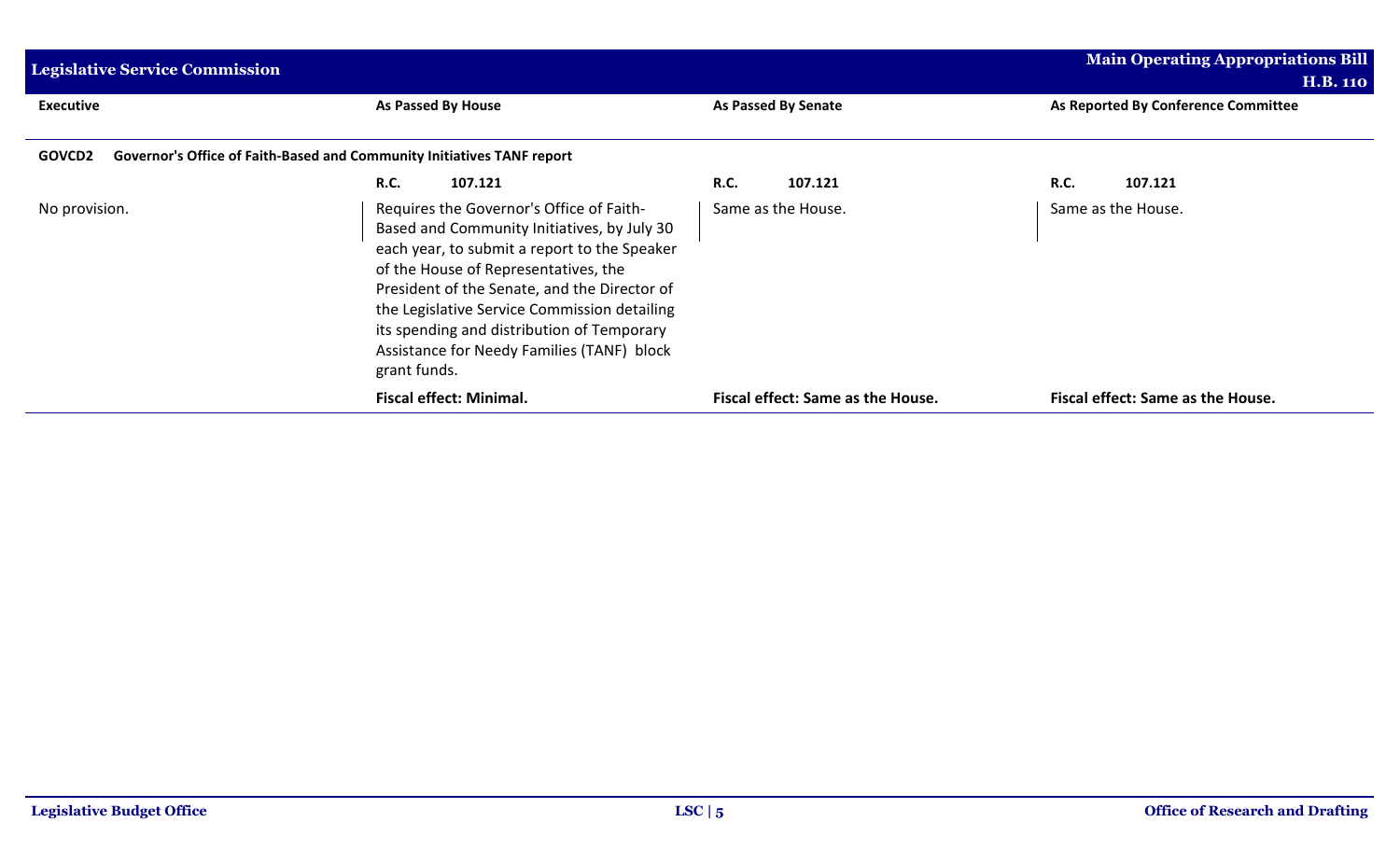| Executive | As Passed By House | As Passed By Senate | As Reported By Conference Committee |
|---|---|---|---|
| **GOVCD2 Governor's Office of Faith-Based and Community Initiatives TANF report** | | | |
| | **R.C. 107.121** | **R.C. 107.121** | **R.C. 107.121** |
| No provision. | Requires the Governor's Office of Faith-Based and Community Initiatives, by July 30 each year, to submit a report to the Speaker of the House of Representatives, the President of the Senate, and the Director of the Legislative Service Commission detailing its spending and distribution of Temporary Assistance for Needy Families (TANF) block grant funds. | Same as the House. | Same as the House. |
| | **Fiscal effect: Minimal.** | **Fiscal effect: Same as the House.** | **Fiscal effect: Same as the House.** |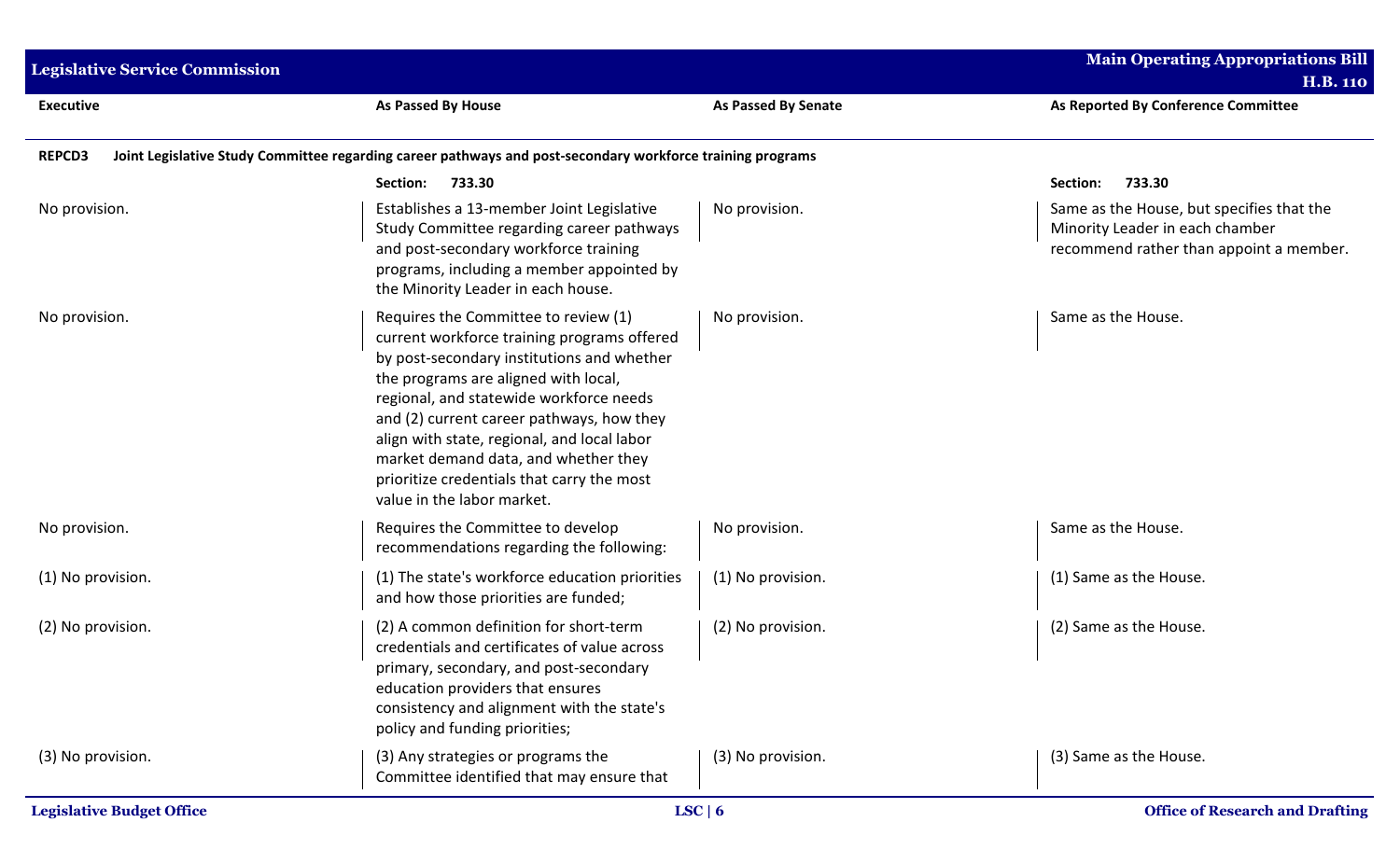| Executive | As Passed By House | As Passed By Senate | As Reported By Conference Committee |
|---|---|---|---|
| **REPCD3** | **Joint Legislative Study Committee regarding career pathways and post-secondary workforce training programs** | | |
| | **Section: 733.30** | | **Section: 733.30** |
| No provision. | Establishes a 13-member Joint Legislative Study Committee regarding career pathways and post-secondary workforce training programs, including a member appointed by the Minority Leader in each house. | No provision. | Same as the House, but specifies that the Minority Leader in each chamber recommend rather than appoint a member. |
| No provision. | Requires the Committee to review (1) current workforce training programs offered by post-secondary institutions and whether the programs are aligned with local, regional, and statewide workforce needs and (2) current career pathways, how they align with state, regional, and local labor market demand data, and whether they prioritize credentials that carry the most value in the labor market. | No provision. | Same as the House. |
| No provision. | Requires the Committee to develop recommendations regarding the following: | No provision. | Same as the House. |
| (1) No provision. | (1) The state's workforce education priorities and how those priorities are funded; | (1) No provision. | (1) Same as the House. |
| (2) No provision. | (2) A common definition for short-term credentials and certificates of value across primary, secondary, and post-secondary education providers that ensures consistency and alignment with the state's policy and funding priorities; | (2) No provision. | (2) Same as the House. |
| (3) No provision. | (3) Any strategies or programs the Committee identified that may ensure that | (3) No provision. | (3) Same as the House. |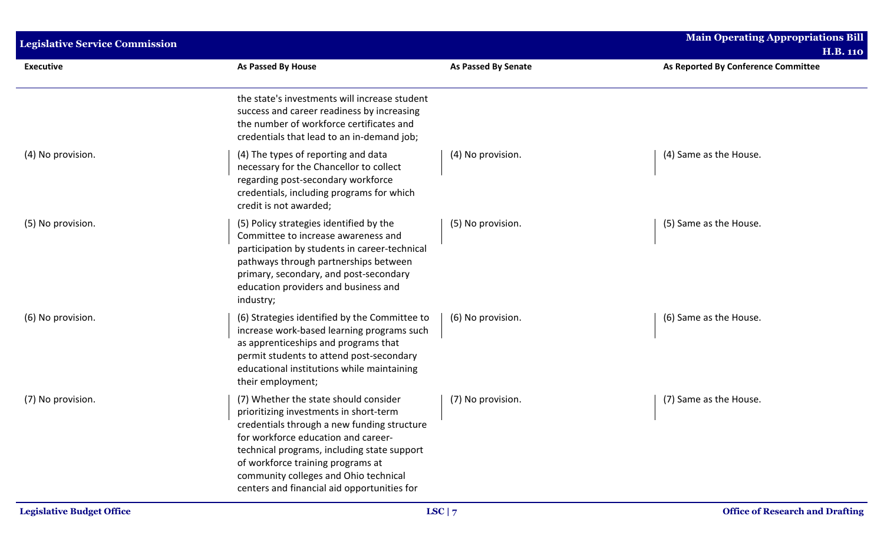| Executive | As Passed By House | As Passed By Senate | As Reported By Conference Committee |
|---|---|---|---|
| | the state's investments will increase student success and career readiness by increasing the number of workforce certificates and credentials that lead to an in-demand job; | | |
| (4) No provision. | (4) The types of reporting and data necessary for the Chancellor to collect regarding post-secondary workforce credentials, including programs for which credit is not awarded; | (4) No provision. | (4) Same as the House. |
| (5) No provision. | (5) Policy strategies identified by the Committee to increase awareness and participation by students in career-technical pathways through partnerships between primary, secondary, and post-secondary education providers and business and industry; | (5) No provision. | (5) Same as the House. |
| (6) No provision. | (6) Strategies identified by the Committee to increase work-based learning programs such as apprenticeships and programs that permit students to attend post-secondary educational institutions while maintaining their employment; | (6) No provision. | (6) Same as the House. |
| (7) No provision. | (7) Whether the state should consider prioritizing investments in short-term credentials through a new funding structure for workforce education and career-technical programs, including state support of workforce training programs at community colleges and Ohio technical centers and financial aid opportunities for | (7) No provision. | (7) Same as the House. |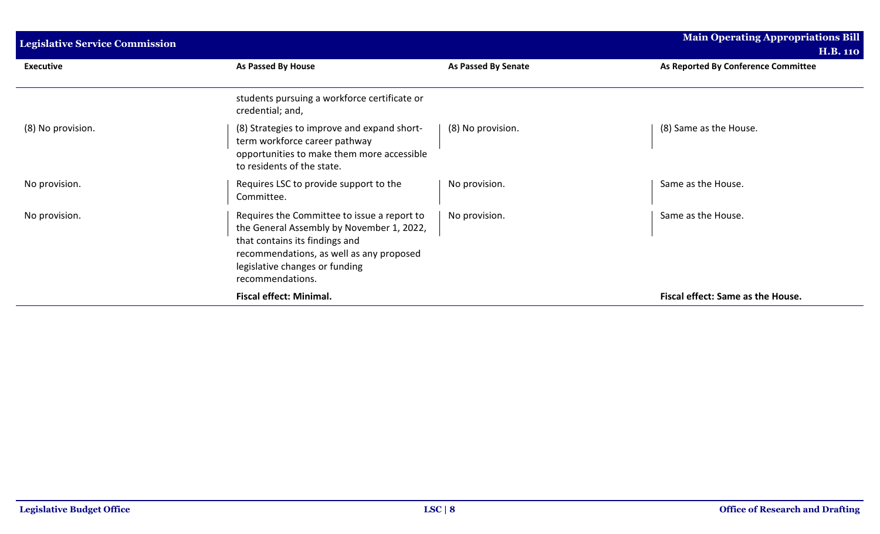| Executive | As Passed By House | As Passed By Senate | As Reported By Conference Committee |
|---|---|---|---|
| | students pursuing a workforce certificate or credential; and, | | |
| (8) No provision. | (8) Strategies to improve and expand short-term workforce career pathway opportunities to make them more accessible to residents of the state. | (8) No provision. | (8) Same as the House. |
| No provision. | Requires LSC to provide support to the Committee. | No provision. | Same as the House. |
| No provision. | Requires the Committee to issue a report to the General Assembly by November 1, 2022, that contains its findings and recommendations, as well as any proposed legislative changes or funding recommendations. | No provision. | Same as the House. |
| | **Fiscal effect: Minimal.** | | **Fiscal effect: Same as the House.** |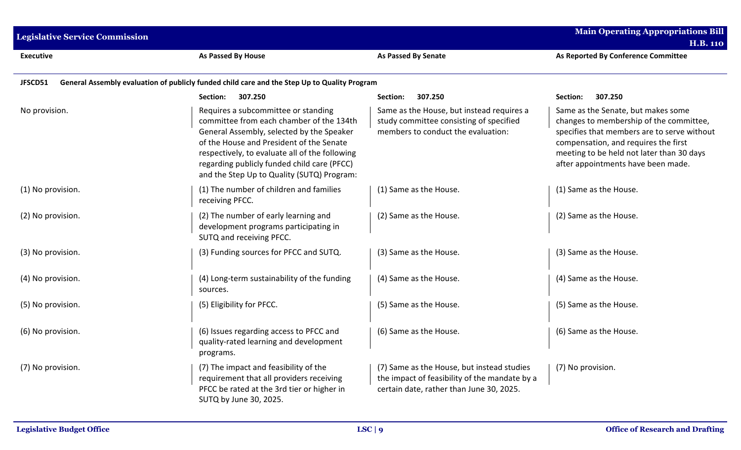| Executive | As Passed By House | As Passed By Senate | As Reported By Conference Committee |
|---|---|---|---|
| **JFSCD51 General Assembly evaluation of publicly funded child care and the Step Up to Quality Program** | | | |
| | **Section: 307.250** | **Section: 307.250** | **Section: 307.250** |
| No provision. | Requires a subcommittee or standing committee from each chamber of the 134th General Assembly, selected by the Speaker of the House and President of the Senate respectively, to evaluate all of the following regarding publicly funded child care (PFCC) and the Step Up to Quality (SUTQ) Program: | Same as the House, but instead requires a study committee consisting of specified members to conduct the evaluation: | Same as the Senate, but makes some changes to membership of the committee, specifies that members are to serve without compensation, and requires the first meeting to be held not later than 30 days after appointments have been made. |
| (1) No provision. | (1) The number of children and families receiving PFCC. | (1) Same as the House. | (1) Same as the House. |
| (2) No provision. | (2) The number of early learning and development programs participating in SUTQ and receiving PFCC. | (2) Same as the House. | (2) Same as the House. |
| (3) No provision. | (3) Funding sources for PFCC and SUTQ. | (3) Same as the House. | (3) Same as the House. |
| (4) No provision. | (4) Long-term sustainability of the funding sources. | (4) Same as the House. | (4) Same as the House. |
| (5) No provision. | (5) Eligibility for PFCC. | (5) Same as the House. | (5) Same as the House. |
| (6) No provision. | (6) Issues regarding access to PFCC and quality-rated learning and development programs. | (6) Same as the House. | (6) Same as the House. |
| (7) No provision. | (7) The impact and feasibility of the requirement that all providers receiving PFCC be rated at the 3rd tier or higher in SUTQ by June 30, 2025. | (7) Same as the House, but instead studies the impact of feasibility of the mandate by a certain date, rather than June 30, 2025. | (7) No provision. |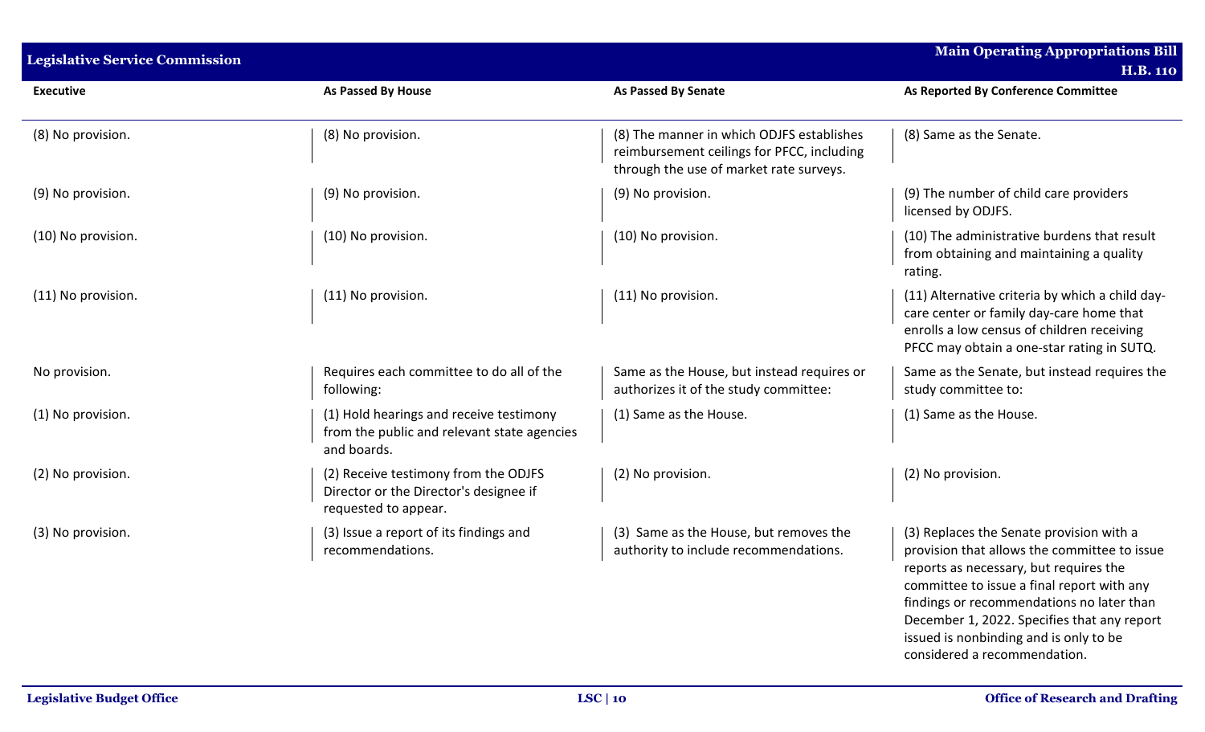| Executive | As Passed By House | As Passed By Senate | As Reported By Conference Committee |
|---|---|---|---|
| (8) No provision. | (8) No provision. | (8) The manner in which ODJFS establishes reimbursement ceilings for PFCC, including through the use of market rate surveys. | (8) Same as the Senate. |
| (9) No provision. | (9) No provision. | (9) No provision. | (9) The number of child care providers licensed by ODJFS. |
| (10) No provision. | (10) No provision. | (10) No provision. | (10) The administrative burdens that result from obtaining and maintaining a quality rating. |
| (11) No provision. | (11) No provision. | (11) No provision. | (11) Alternative criteria by which a child day-care center or family day-care home that enrolls a low census of children receiving PFCC may obtain a one-star rating in SUTQ. |
| No provision. | Requires each committee to do all of the following: | Same as the House, but instead requires or authorizes it of the study committee: | Same as the Senate, but instead requires the study committee to: |
| (1) No provision. | (1) Hold hearings and receive testimony from the public and relevant state agencies and boards. | (1) Same as the House. | (1) Same as the House. |
| (2) No provision. | (2) Receive testimony from the ODJFS Director or the Director's designee if requested to appear. | (2) No provision. | (2) No provision. |
| (3) No provision. | (3) Issue a report of its findings and recommendations. | (3) Same as the House, but removes the authority to include recommendations. | (3) Replaces the Senate provision with a provision that allows the committee to issue reports as necessary, but requires the committee to issue a final report with any findings or recommendations no later than December 1, 2022. Specifies that any report issued is nonbinding and is only to be considered a recommendation. |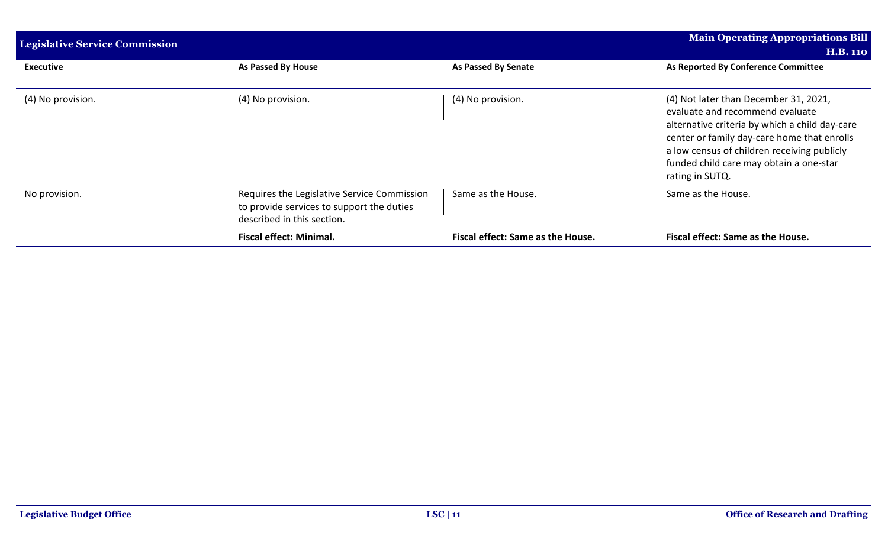| Executive | As Passed By House | As Passed By Senate | As Reported By Conference Committee |
|---|---|---|---|
| (4) No provision. | (4) No provision. | (4) No provision. | (4) Not later than December 31, 2021, evaluate and recommend evaluate alternative criteria by which a child day-care center or family day-care home that enrolls a low census of children receiving publicly funded child care may obtain a one-star rating in SUTQ. |
| No provision. | Requires the Legislative Service Commission to provide services to support the duties described in this section. | Same as the House. | Same as the House. |
| | **Fiscal effect: Minimal.** | **Fiscal effect: Same as the House.** | **Fiscal effect: Same as the House.** |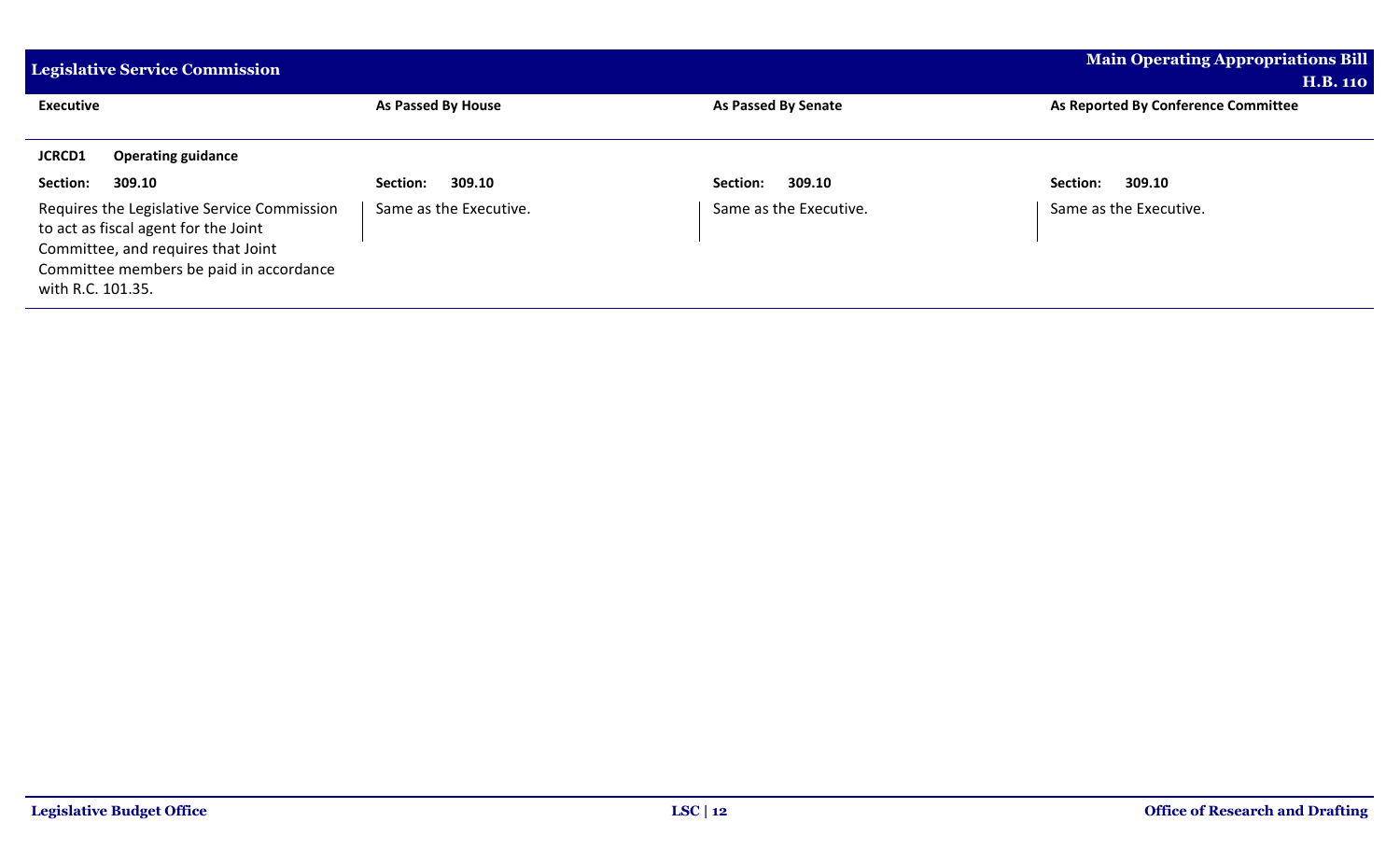| Executive | As Passed By House | As Passed By Senate | As Reported By Conference Committee |
|---|---|---|---|
| **JCRCD1 Operating guidance** | | | |
| **Section: 309.10** | **Section: 309.10** | **Section: 309.10** | **Section: 309.10** |
| Requires the Legislative Service Commission to act as fiscal agent for the Joint Committee, and requires that Joint Committee members be paid in accordance with R.C. 101.35. | Same as the Executive. | Same as the Executive. | Same as the Executive. |